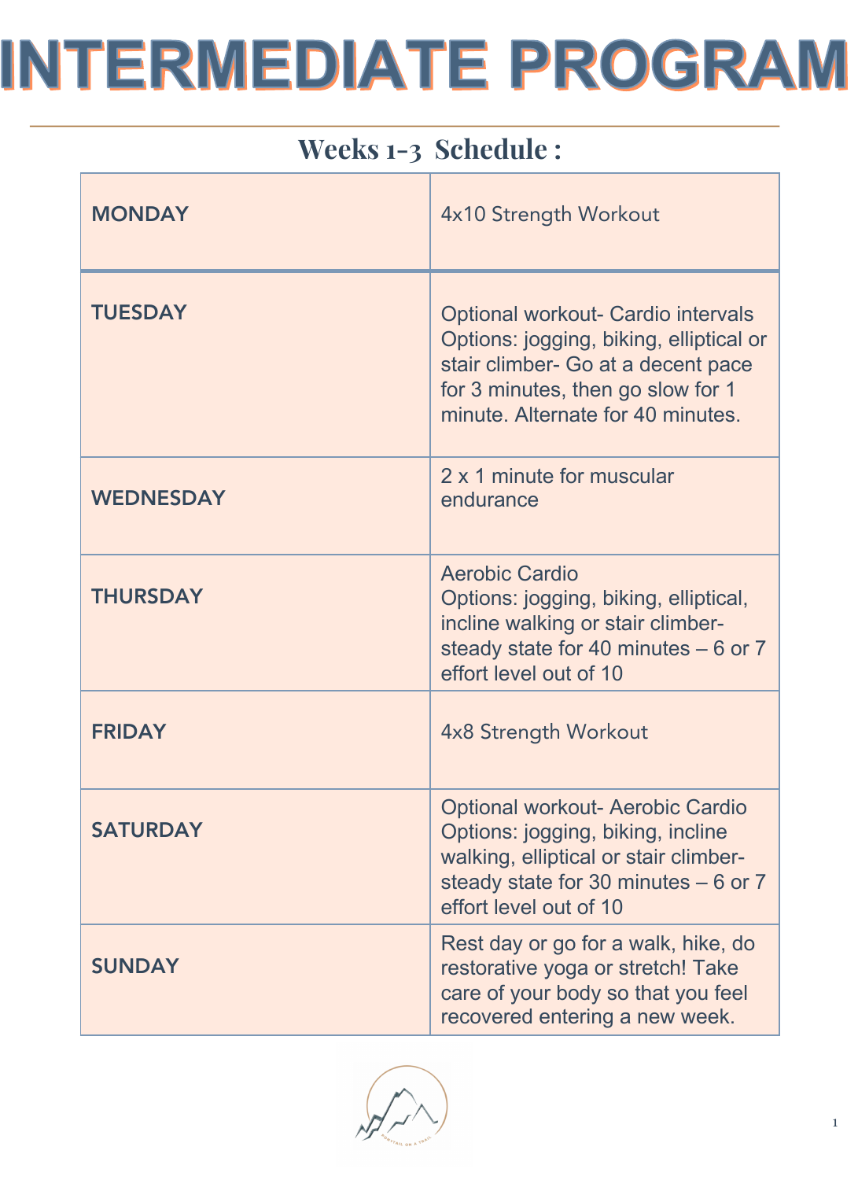# INTERMEDIATE PROGRAM

## Weeks 1-3 Schedule :

| | |
|---|---|
| MONDAY | 4x10 Strength Workout |
| TUESDAY | Optional workout- Cardio intervals Options: jogging, biking, elliptical or stair climber- Go at a decent pace for 3 minutes, then go slow for 1 minute. Alternate for 40 minutes. |
| WEDNESDAY | 2 x 1 minute for muscular endurance |
| THURSDAY | Aerobic Cardio Options: jogging, biking, elliptical, incline walking or stair climber- steady state for 40 minutes – 6 or 7 effort level out of 10 |
| FRIDAY | 4x8 Strength Workout |
| SATURDAY | Optional workout- Aerobic Cardio Options: jogging, biking, incline walking, elliptical or stair climber- steady state for 30 minutes – 6 or 7 effort level out of 10 |
| SUNDAY | Rest day or go for a walk, hike, do restorative yoga or stretch! Take care of your body so that you feel recovered entering a new week. |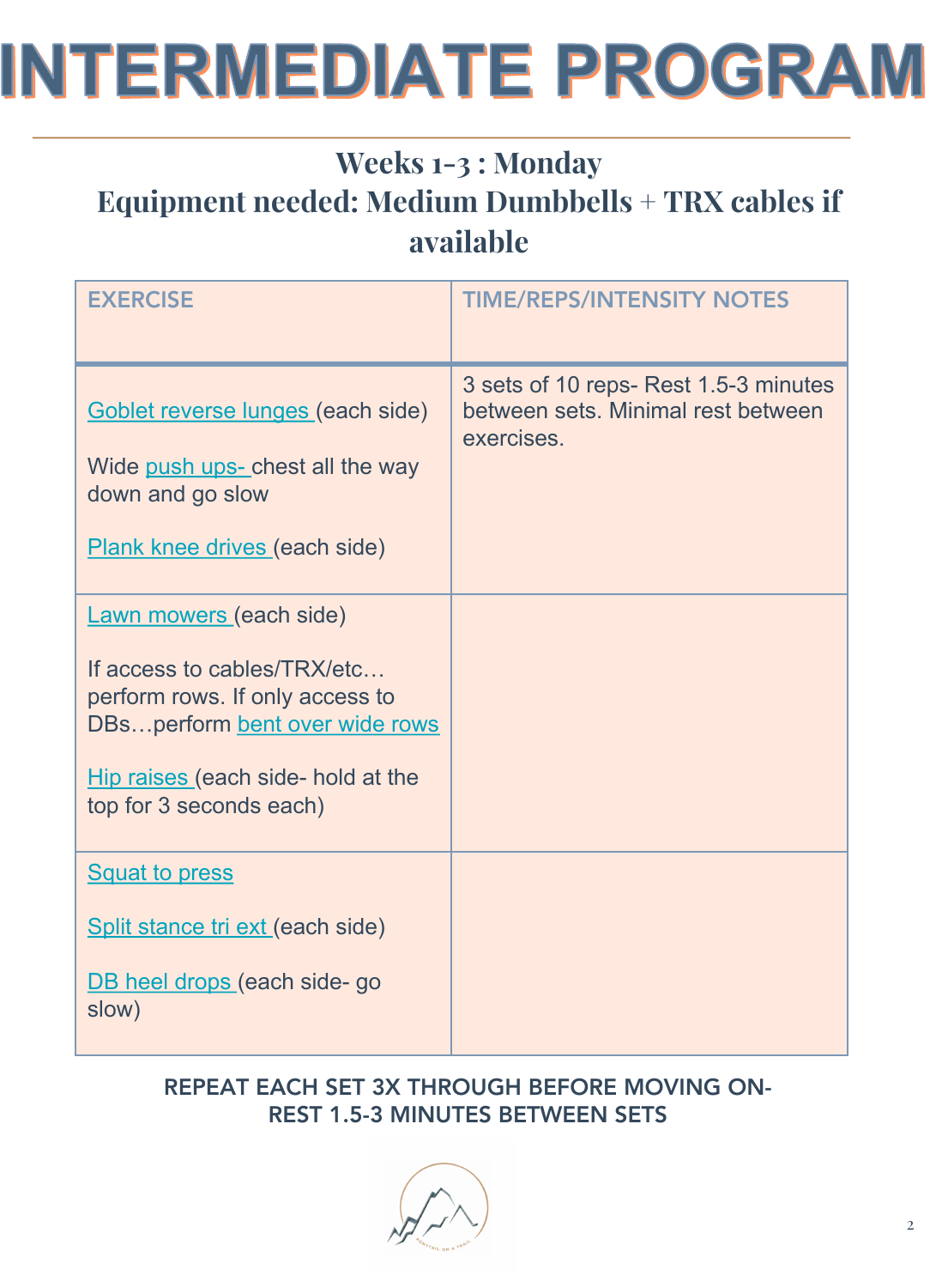# INTERMEDIATE PROGRAM

## Weeks 1-3 : Monday
## Equipment needed: Medium Dumbbells + TRX cables if available

| EXERCISE | TIME/REPS/INTENSITY NOTES |
|---|---|
| Goblet reverse lunges (each side)<br><br>Wide push ups- chest all the way down and go slow<br><br>Plank knee drives (each side) | 3 sets of 10 reps- Rest 1.5-3 minutes between sets. Minimal rest between exercises. |
| Lawn mowers (each side)<br><br>If access to cables/TRX/etc… perform rows. If only access to DBs…perform bent over wide rows<br><br>Hip raises (each side- hold at the top for 3 seconds each) | |
| Squat to press<br><br>Split stance tri ext (each side)<br><br>DB heel drops (each side- go slow) | |

REPEAT EACH SET 3X THROUGH BEFORE MOVING ON- REST 1.5-3 MINUTES BETWEEN SETS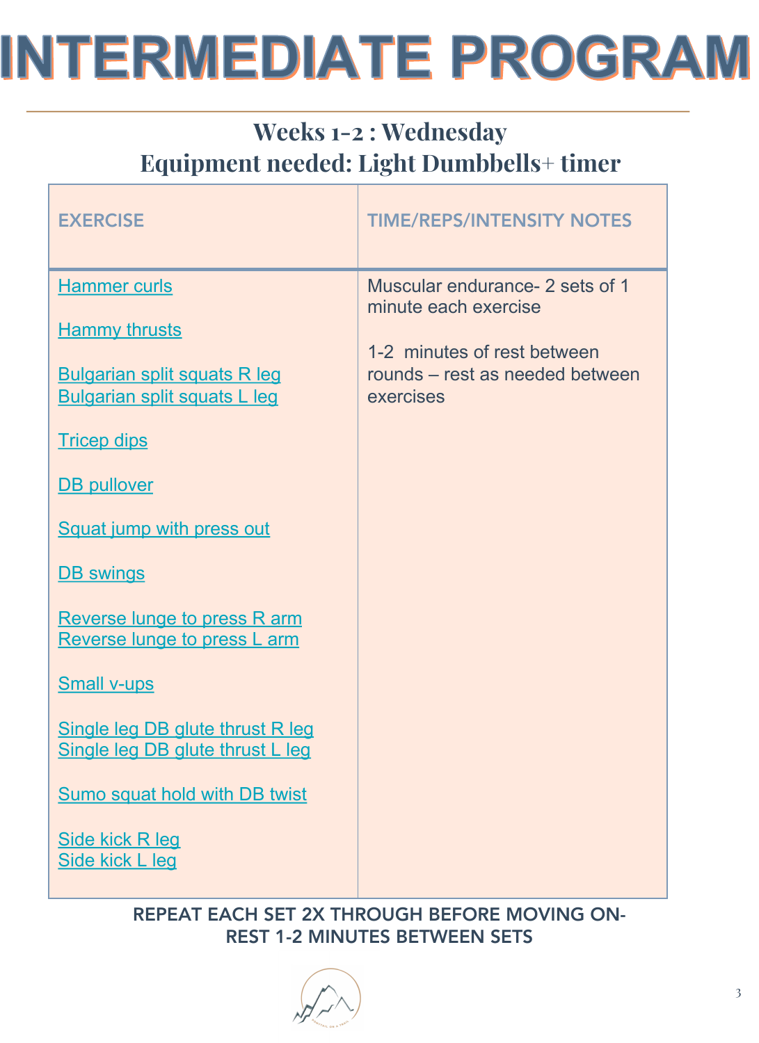# INTERMEDIATE PROGRAM

## Weeks 1-2 : Wednesday
## Equipment needed: Light Dumbbells+ timer

| EXERCISE | TIME/REPS/INTENSITY NOTES |
|---|---|
| Hammer curls<br><br>Hammy thrusts<br><br>Bulgarian split squats R leg<br>Bulgarian split squats L leg<br><br>Tricep dips<br><br>DB pullover<br><br>Squat jump with press out<br><br>DB swings<br><br>Reverse lunge to press R arm<br>Reverse lunge to press L arm<br><br>Small v-ups<br><br>Single leg DB glute thrust R leg<br>Single leg DB glute thrust L leg<br><br>Sumo squat hold with DB twist<br><br>Side kick R leg<br>Side kick L leg | Muscular endurance- 2 sets of 1 minute each exercise<br><br>1-2 minutes of rest between rounds – rest as needed between exercises |

REPEAT EACH SET 2X THROUGH BEFORE MOVING ON-
REST 1-2 MINUTES BETWEEN SETS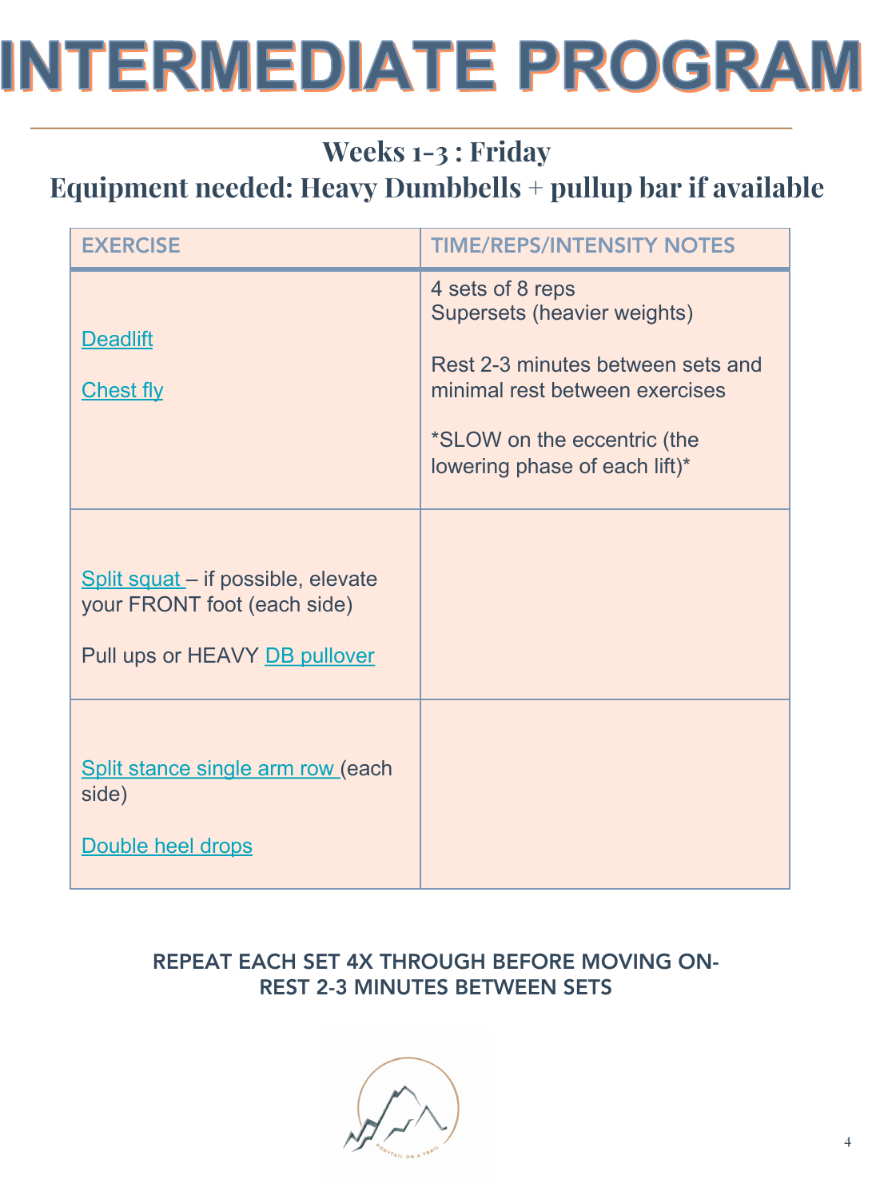# INTERMEDIATE PROGRAM

## Weeks 1-3 : Friday
## Equipment needed: Heavy Dumbbells + pullup bar if available

| EXERCISE | TIME/REPS/INTENSITY NOTES |
| --- | --- |
| Deadlift<br><br>Chest fly | 4 sets of 8 reps<br>Supersets (heavier weights)<br><br>Rest 2-3 minutes between sets and minimal rest between exercises<br><br>*SLOW on the eccentric (the lowering phase of each lift)* |
| Split squat – if possible, elevate your FRONT foot (each side)<br><br>Pull ups or HEAVY DB pullover | |
| Split stance single arm row (each side)<br><br>Double heel drops | |

**REPEAT EACH SET 4X THROUGH BEFORE MOVING ON- REST 2-3 MINUTES BETWEEN SETS**

PONYTAIL ON A TRAIL